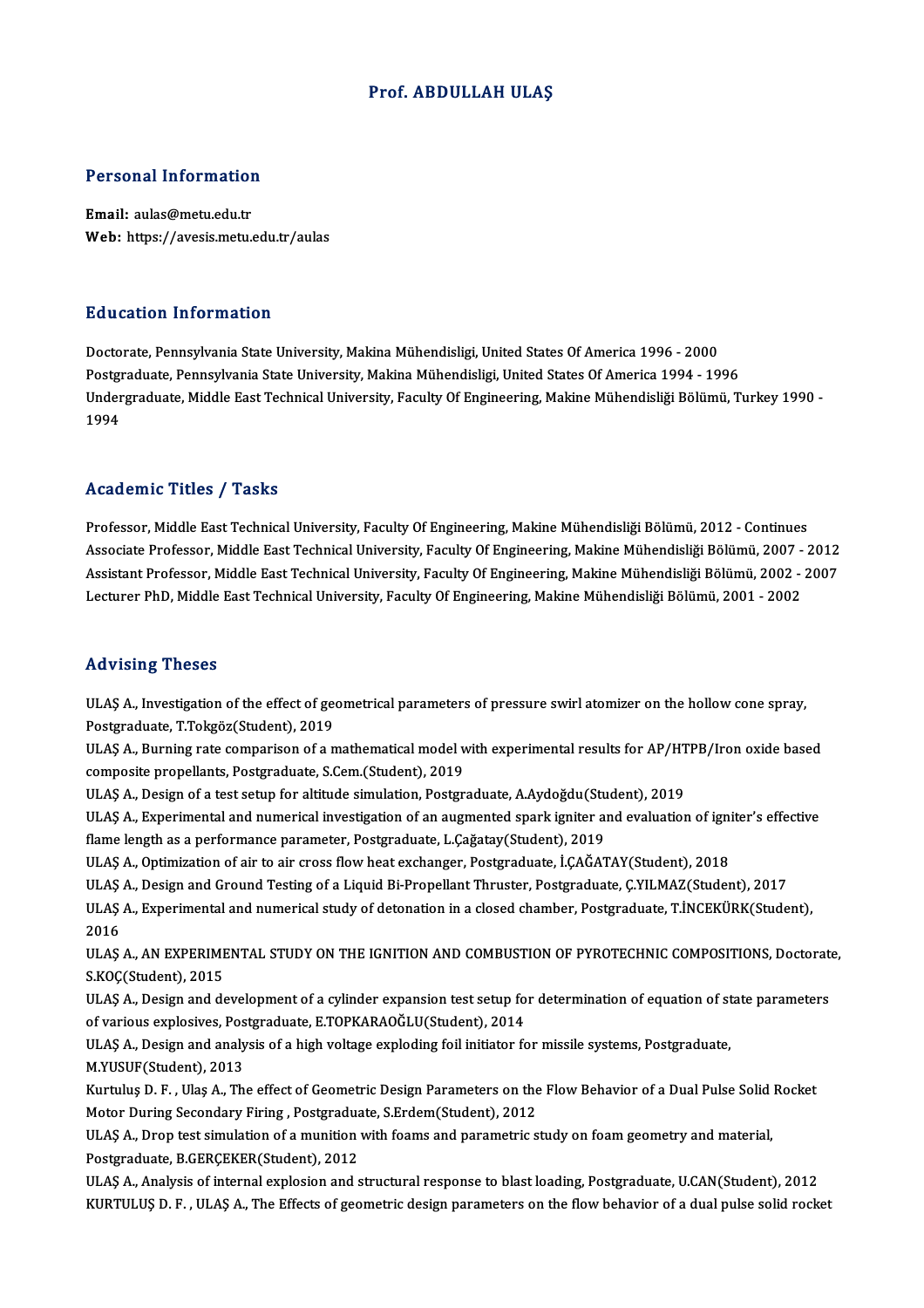# Prof. ABDULLAH ULAŞ

## Personal Information

**Email:** aulas@metu.edu.tr
**Web:** https://avesis.metu.edu.tr/aulas

## Education Information

Doctorate, Pennsylvania State University, Makina Mühendisligi, United States Of America 1996 - 2000
Postgraduate, Pennsylvania State University, Makina Mühendisligi, United States Of America 1994 - 1996
Undergraduate, Middle East Technical University, Faculty Of Engineering, Makine Mühendisliği Bölümü, Turkey 1990 - 1994

## Academic Titles / Tasks

Professor, Middle East Technical University, Faculty Of Engineering, Makine Mühendisliği Bölümü, 2012 - Continues
Associate Professor, Middle East Technical University, Faculty Of Engineering, Makine Mühendisliği Bölümü, 2007 - 2012
Assistant Professor, Middle East Technical University, Faculty Of Engineering, Makine Mühendisliği Bölümü, 2002 - 2007
Lecturer PhD, Middle East Technical University, Faculty Of Engineering, Makine Mühendisliği Bölümü, 2001 - 2002

## Advising Theses

ULAŞ A., Investigation of the effect of geometrical parameters of pressure swirl atomizer on the hollow cone spray, Postgraduate, T.Tokgöz(Student), 2019
ULAŞ A., Burning rate comparison of a mathematical model with experimental results for AP/HTPB/Iron oxide based composite propellants, Postgraduate, S.Cem.(Student), 2019
ULAŞ A., Design of a test setup for altitude simulation, Postgraduate, A.Aydoğdu(Student), 2019
ULAŞ A., Experimental and numerical investigation of an augmented spark igniter and evaluation of igniter's effective flame length as a performance parameter, Postgraduate, L.Çağatay(Student), 2019
ULAŞ A., Optimization of air to air cross flow heat exchanger, Postgraduate, İ.ÇAĞATAY(Student), 2018
ULAŞ A., Design and Ground Testing of a Liquid Bi-Propellant Thruster, Postgraduate, Ç.YILMAZ(Student), 2017
ULAŞ A., Experimental and numerical study of detonation in a closed chamber, Postgraduate, T.İNCEKÜRK(Student), 2016
ULAŞ A., AN EXPERIMENTAL STUDY ON THE IGNITION AND COMBUSTION OF PYROTECHNIC COMPOSITIONS, Doctorate, S.KOÇ(Student), 2015
ULAŞ A., Design and development of a cylinder expansion test setup for determination of equation of state parameters of various explosives, Postgraduate, E.TOPKARAOĞLU(Student), 2014
ULAŞ A., Design and analysis of a high voltage exploding foil initiator for missile systems, Postgraduate, M.YUSUF(Student), 2013
Kurtuluş D. F. , Ulaş A., The effect of Geometric Design Parameters on the Flow Behavior of a Dual Pulse Solid Rocket Motor During Secondary Firing , Postgraduate, S.Erdem(Student), 2012
ULAŞ A., Drop test simulation of a munition with foams and parametric study on foam geometry and material, Postgraduate, B.GERÇEKER(Student), 2012
ULAŞ A., Analysis of internal explosion and structural response to blast loading, Postgraduate, U.CAN(Student), 2012
KURTULUŞ D. F. , ULAŞ A., The Effects of geometric design parameters on the flow behavior of a dual pulse solid rocket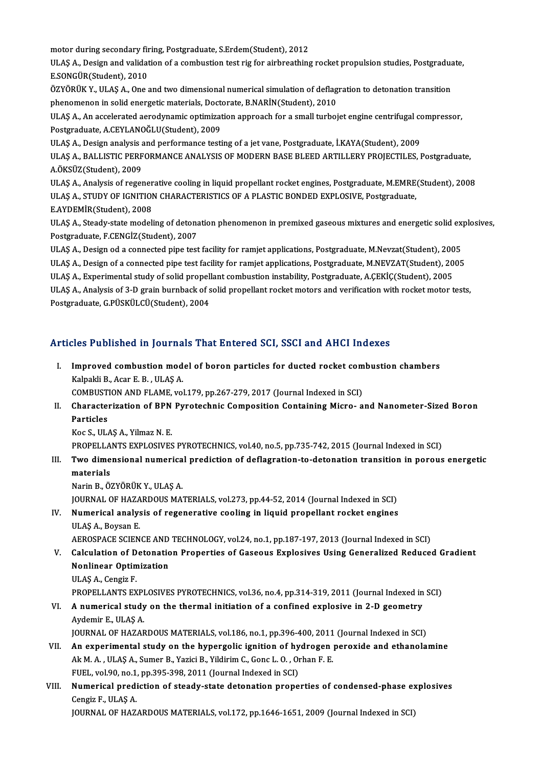motor during secondary firing, Postgraduate, S.Erdem(Student), 2012

ULAŞ A., Design and validation of a combustion test rig for airbreathing rocket propulsion studies, Postgraduate, E.SONGÜR(Student), 2010

ÖZYÖRÜK Y., ULAŞ A., One and two dimensional numerical simulation of deflagration to detonation transition phenomenon in solid energetic materials, Doctorate, B.NARİN(Student), 2010

ULAŞ A., An accelerated aerodynamic optimization approach for a small turbojet engine centrifugal compressor, Postgraduate, A.CEYLANOĞLU(Student), 2009

ULAŞ A., Design analysis and performance testing of a jet vane, Postgraduate, İ.KAYA(Student), 2009

ULAŞ A., BALLISTIC PERFORMANCE ANALYSIS OF MODERN BASE BLEED ARTILLERY PROJECTILES, Postgraduate, A.ÖKSÜZ(Student), 2009

ULAŞ A., Analysis of regenerative cooling in liquid propellant rocket engines, Postgraduate, M.EMRE(Student), 2008

ULAŞ A., STUDY OF IGNITION CHARACTERISTICS OF A PLASTIC BONDED EXPLOSIVE, Postgraduate, E.AYDEMİR(Student), 2008

ULAŞ A., Steady-state modeling of detonation phenomenon in premixed gaseous mixtures and energetic solid explosives, Postgraduate, F.CENGİZ(Student), 2007

ULAŞ A., Design od a connected pipe test facility for ramjet applications, Postgraduate, M.Nevzat(Student), 2005

ULAŞ A., Design of a connected pipe test facility for ramjet applications, Postgraduate, M.NEVZAT(Student), 2005

ULAŞ A., Experimental study of solid propellant combustion instability, Postgraduate, A.ÇEKİÇ(Student), 2005

ULAŞ A., Analysis of 3-D grain burnback of solid propellant rocket motors and verification with rocket motor tests, Postgraduate, G.PÜSKÜLCÜ(Student), 2004

## Articles Published in Journals That Entered SCI, SSCI and AHCI Indexes

I. **Improved combustion model of boron particles for ducted rocket combustion chambers**
   Kalpakli B., Acar E. B. , ULAŞ A.
   COMBUSTION AND FLAME, vol.179, pp.267-279, 2017 (Journal Indexed in SCI)

II. **Characterization of BPN Pyrotechnic Composition Containing Micro- and Nanometer-Sized Boron Particles**
   Koc S., ULAŞ A., Yilmaz N. E.
   PROPELLANTS EXPLOSIVES PYROTECHNICS, vol.40, no.5, pp.735-742, 2015 (Journal Indexed in SCI)

III. **Two dimensional numerical prediction of deflagration-to-detonation transition in porous energetic materials**
   Narin B., ÖZYÖRÜK Y., ULAŞ A.
   JOURNAL OF HAZARDOUS MATERIALS, vol.273, pp.44-52, 2014 (Journal Indexed in SCI)

IV. **Numerical analysis of regenerative cooling in liquid propellant rocket engines**
   ULAŞ A., Boysan E.
   AEROSPACE SCIENCE AND TECHNOLOGY, vol.24, no.1, pp.187-197, 2013 (Journal Indexed in SCI)

V. **Calculation of Detonation Properties of Gaseous Explosives Using Generalized Reduced Gradient Nonlinear Optimization**
   ULAŞ A., Cengiz F.
   PROPELLANTS EXPLOSIVES PYROTECHNICS, vol.36, no.4, pp.314-319, 2011 (Journal Indexed in SCI)

VI. **A numerical study on the thermal initiation of a confined explosive in 2-D geometry**
   Aydemir E., ULAŞ A.
   JOURNAL OF HAZARDOUS MATERIALS, vol.186, no.1, pp.396-400, 2011 (Journal Indexed in SCI)

VII. **An experimental study on the hypergolic ignition of hydrogen peroxide and ethanolamine**
   Ak M. A. , ULAŞ A., Sumer B., Yazici B., Yildirim C., Gonc L. O. , Orhan F. E.
   FUEL, vol.90, no.1, pp.395-398, 2011 (Journal Indexed in SCI)

VIII. **Numerical prediction of steady-state detonation properties of condensed-phase explosives**
   Cengiz F., ULAŞ A.
   JOURNAL OF HAZARDOUS MATERIALS, vol.172, pp.1646-1651, 2009 (Journal Indexed in SCI)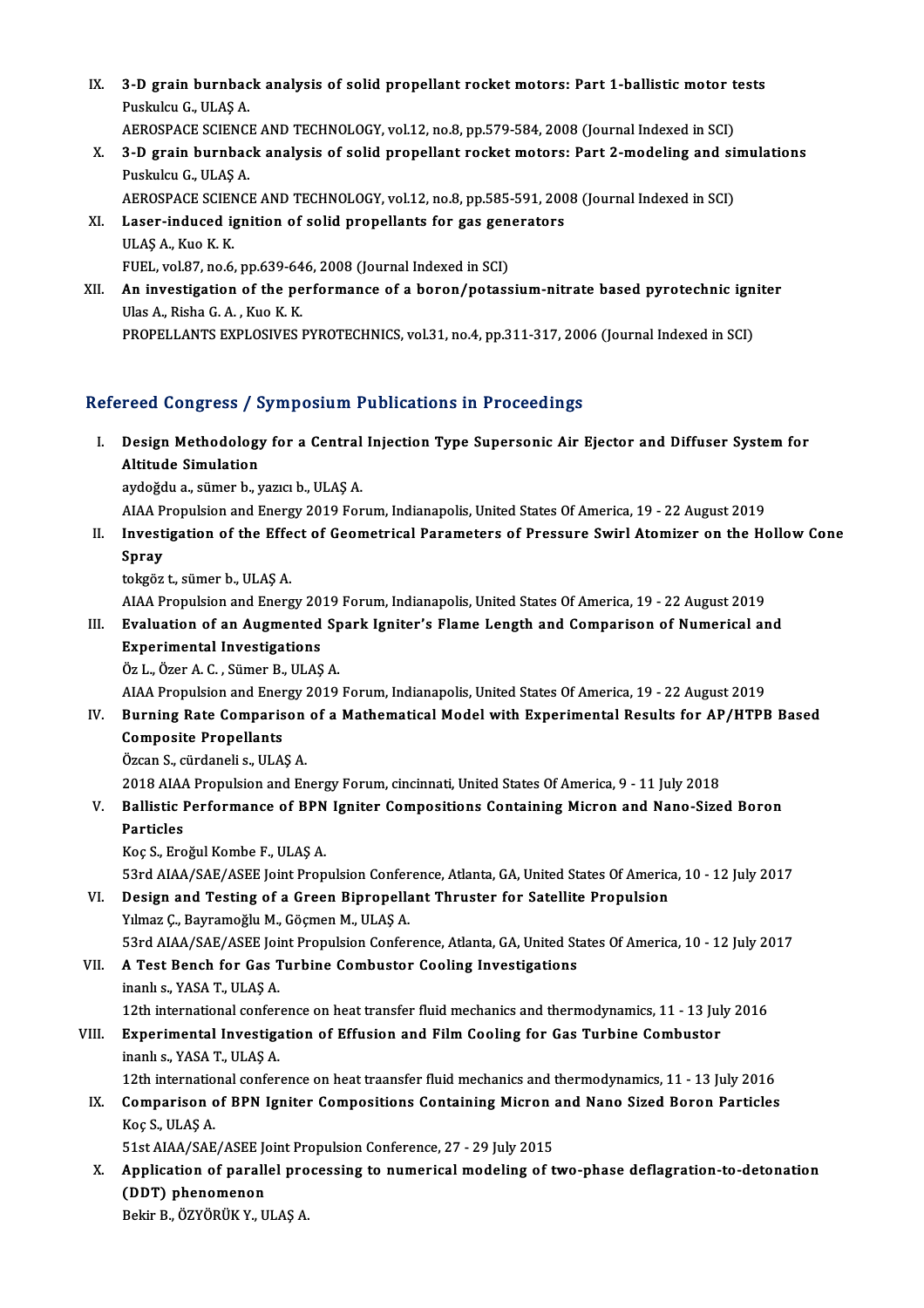IX. **3-D grain burnback analysis of solid propellant rocket motors: Part 1-ballistic motor tests**
Puskulcu G., ULAŞ A.
AEROSPACE SCIENCE AND TECHNOLOGY, vol.12, no.8, pp.579-584, 2008 (Journal Indexed in SCI)

X. **3-D grain burnback analysis of solid propellant rocket motors: Part 2-modeling and simulations**
Puskulcu G., ULAŞ A.
AEROSPACE SCIENCE AND TECHNOLOGY, vol.12, no.8, pp.585-591, 2008 (Journal Indexed in SCI)

XI. **Laser-induced ignition of solid propellants for gas generators**
ULAŞ A., Kuo K. K.
FUEL, vol.87, no.6, pp.639-646, 2008 (Journal Indexed in SCI)

XII. **An investigation of the performance of a boron/potassium-nitrate based pyrotechnic igniter**
Ulas A., Risha G. A. , Kuo K. K.
PROPELLANTS EXPLOSIVES PYROTECHNICS, vol.31, no.4, pp.311-317, 2006 (Journal Indexed in SCI)

## Refereed Congress / Symposium Publications in Proceedings

I. **Design Methodology for a Central Injection Type Supersonic Air Ejector and Diffuser System for Altitude Simulation**
aydoğdu a., sümer b., yazıcı b., ULAŞ A.
AIAA Propulsion and Energy 2019 Forum, Indianapolis, United States Of America, 19 - 22 August 2019

II. **Investigation of the Effect of Geometrical Parameters of Pressure Swirl Atomizer on the Hollow Cone Spray**
tokgöz t., sümer b., ULAŞ A.
AIAA Propulsion and Energy 2019 Forum, Indianapolis, United States Of America, 19 - 22 August 2019

III. **Evaluation of an Augmented Spark Igniter's Flame Length and Comparison of Numerical and Experimental Investigations**
Öz L., Özer A. C. , Sümer B., ULAŞ A.
AIAA Propulsion and Energy 2019 Forum, Indianapolis, United States Of America, 19 - 22 August 2019

IV. **Burning Rate Comparison of a Mathematical Model with Experimental Results for AP/HTPB Based Composite Propellants**
Özcan S., cürdaneli s., ULAŞ A.
2018 AIAA Propulsion and Energy Forum, cincinnati, United States Of America, 9 - 11 July 2018

V. **Ballistic Performance of BPN Igniter Compositions Containing Micron and Nano-Sized Boron Particles**
Koç S., Eroğul Kombe F., ULAŞ A.
53rd AIAA/SAE/ASEE Joint Propulsion Conference, Atlanta, GA, United States Of America, 10 - 12 July 2017

VI. **Design and Testing of a Green Bipropellant Thruster for Satellite Propulsion**
Yılmaz Ç., Bayramoğlu M., Göçmen M., ULAŞ A.
53rd AIAA/SAE/ASEE Joint Propulsion Conference, Atlanta, GA, United States Of America, 10 - 12 July 2017

VII. **A Test Bench for Gas Turbine Combustor Cooling Investigations**
inanlı s., YASA T., ULAŞ A.
12th international conference on heat transfer fluid mechanics and thermodynamics, 11 - 13 July 2016

VIII. **Experimental Investigation of Effusion and Film Cooling for Gas Turbine Combustor**
inanlı s., YASA T., ULAŞ A.
12th international conference on heat traansfer fluid mechanics and thermodynamics, 11 - 13 July 2016

IX. **Comparison of BPN Igniter Compositions Containing Micron and Nano Sized Boron Particles**
Koç S., ULAŞ A.
51st AIAA/SAE/ASEE Joint Propulsion Conference, 27 - 29 July 2015

X. **Application of parallel processing to numerical modeling of two-phase deflagration-to-detonation (DDT) phenomenon**
Bekir B., ÖZYÖRÜK Y., ULAŞ A.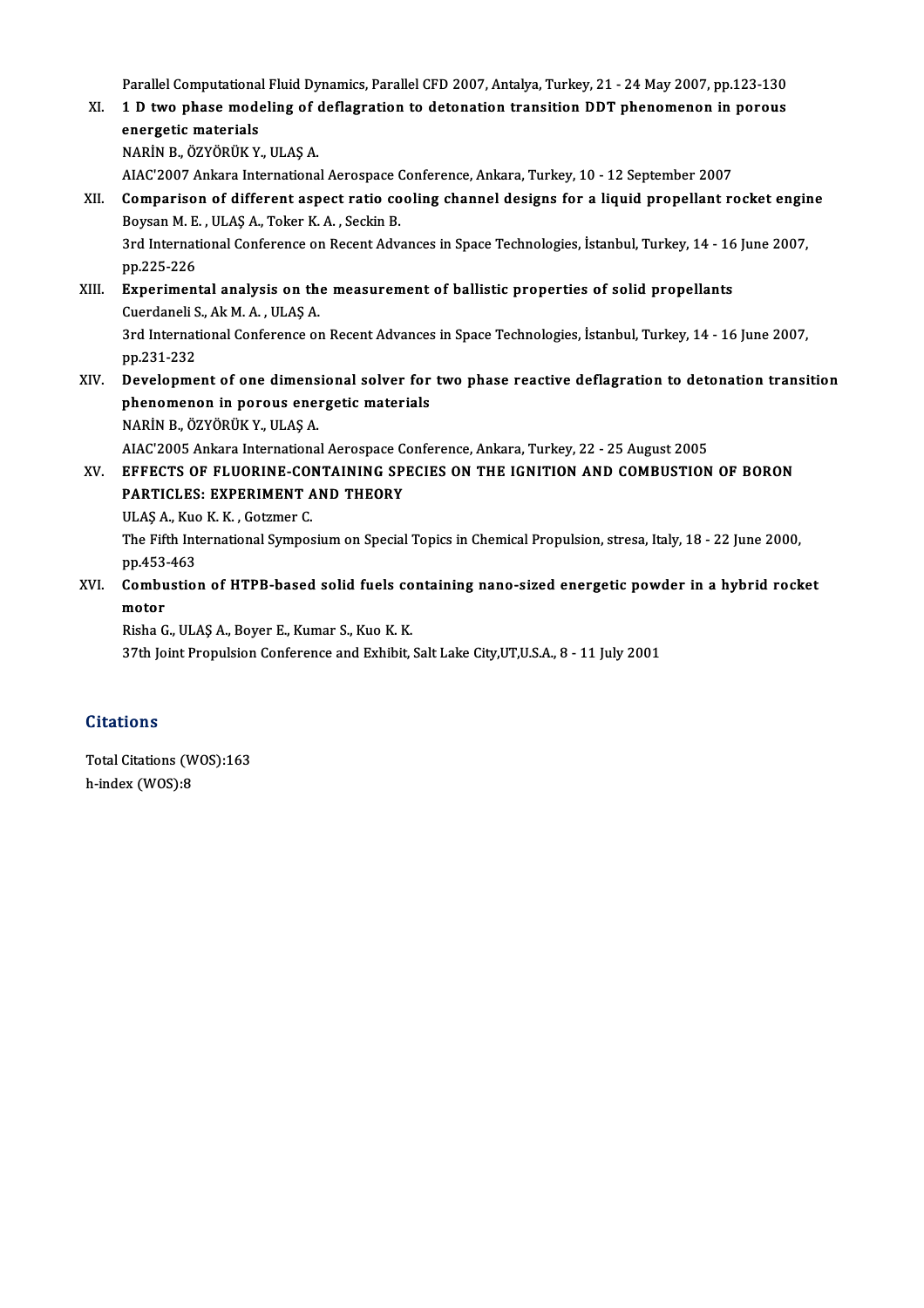Parallel Computational Fluid Dynamics, Parallel CFD 2007, Antalya, Turkey, 21 - 24 May 2007, pp.123-130

XI. **1 D two phase modeling of deflagration to detonation transition DDT phenomenon in porous energetic materials**
NARİN B., ÖZYÖRÜK Y., ULAŞ A.
AIAC'2007 Ankara International Aerospace Conference, Ankara, Turkey, 10 - 12 September 2007

XII. **Comparison of different aspect ratio cooling channel designs for a liquid propellant rocket engine**
Boysan M. E. , ULAŞ A., Toker K. A. , Seckin B.
3rd International Conference on Recent Advances in Space Technologies, İstanbul, Turkey, 14 - 16 June 2007, pp.225-226

XIII. **Experimental analysis on the measurement of ballistic properties of solid propellants**
Cuerdaneli S., Ak M. A. , ULAŞ A.
3rd International Conference on Recent Advances in Space Technologies, İstanbul, Turkey, 14 - 16 June 2007, pp.231-232

XIV. **Development of one dimensional solver for two phase reactive deflagration to detonation transition phenomenon in porous energetic materials**
NARİN B., ÖZYÖRÜK Y., ULAŞ A.
AIAC'2005 Ankara International Aerospace Conference, Ankara, Turkey, 22 - 25 August 2005

XV. **EFFECTS OF FLUORINE-CONTAINING SPECIES ON THE IGNITION AND COMBUSTION OF BORON PARTICLES: EXPERIMENT AND THEORY**
ULAŞ A., Kuo K. K. , Gotzmer C.
The Fifth International Symposium on Special Topics in Chemical Propulsion, stresa, Italy, 18 - 22 June 2000, pp.453-463

XVI. **Combustion of HTPB-based solid fuels containing nano-sized energetic powder in a hybrid rocket motor**
Risha G., ULAŞ A., Boyer E., Kumar S., Kuo K. K.
37th Joint Propulsion Conference and Exhibit, Salt Lake City,UT,U.S.A., 8 - 11 July 2001

## Citations

Total Citations (WOS):163
h-index (WOS):8